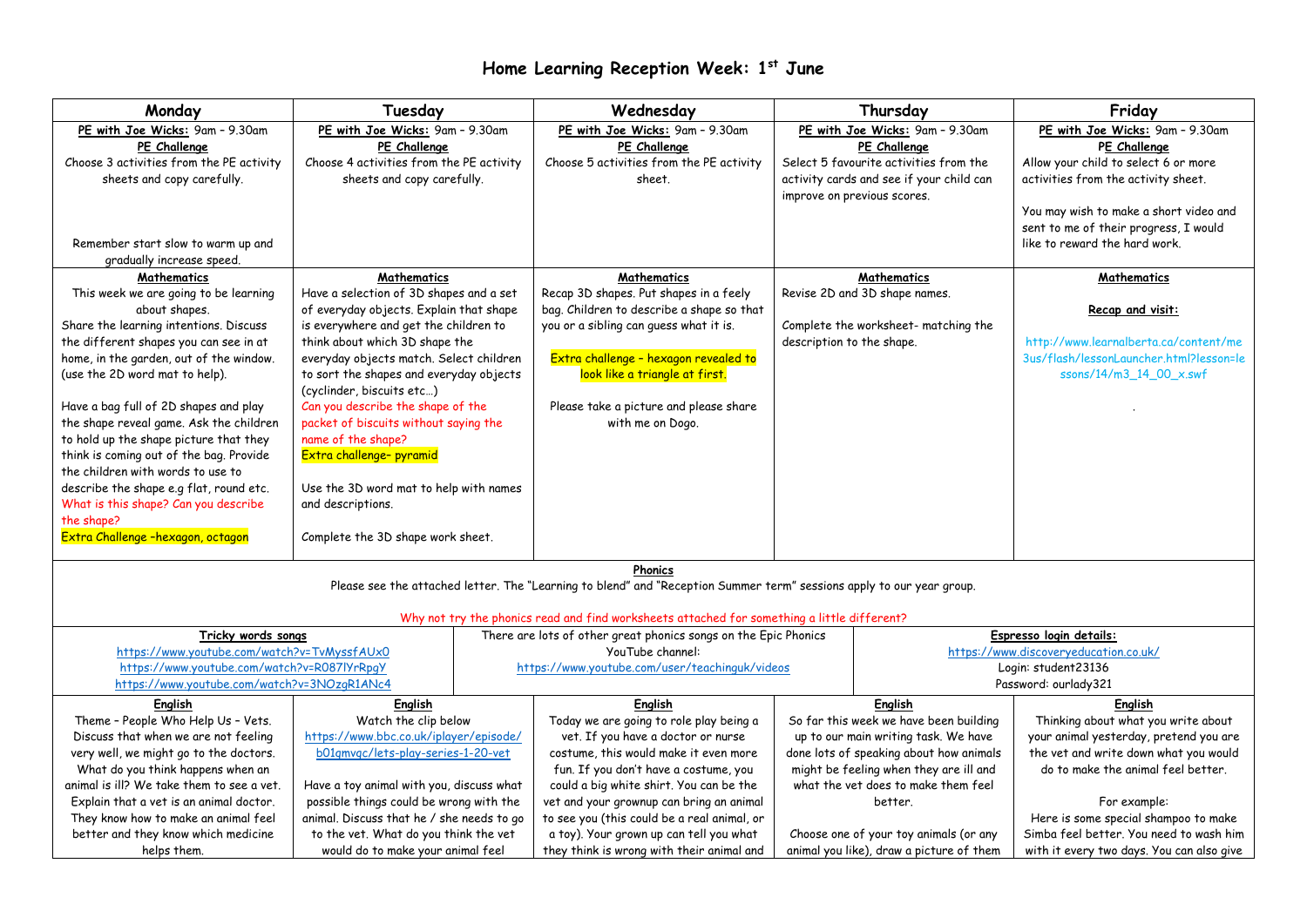# Home Learning Reception Week: 1st June

| Monday | Tuesday | Wednesday | Thursday | Friday |
|---|---|---|---|---|
| **PE with Joe Wicks:** 9am – 9.30am<br>**PE Challenge**<br>Choose 3 activities from the PE activity sheets and copy carefully.<br><br>Remember start slow to warm up and gradually increase speed. | **PE with Joe Wicks:** 9am – 9.30am<br>**PE Challenge**<br>Choose 4 activities from the PE activity sheets and copy carefully. | **PE with Joe Wicks:** 9am – 9.30am<br>**PE Challenge**<br>Choose 5 activities from the PE activity sheet. | **PE with Joe Wicks:** 9am – 9.30am<br>**PE Challenge**<br>Select 5 favourite activities from the activity cards and see if your child can improve on previous scores. | **PE with Joe Wicks:** 9am – 9.30am<br>**PE Challenge**<br>Allow your child to select 6 or more activities from the activity sheet.<br><br>You may wish to make a short video and sent to me of their progress, I would like to reward the hard work. |
| **Mathematics**<br>This week we are going to be learning about shapes.<br>Share the learning intentions. Discuss the different shapes you can see in at home, in the garden, out of the window. (use the 2D word mat to help).<br><br>Have a bag full of 2D shapes and play the shape reveal game. Ask the children to hold up the shape picture that they think is coming out of the bag. Provide the children with words to use to describe the shape e.g flat, round etc.<br>What is this shape? Can you describe the shape?<br>Extra Challenge –hexagon, octagon | **Mathematics**<br>Have a selection of 3D shapes and a set of everyday objects. Explain that shape is everywhere and get the children to think about which 3D shape the everyday objects match. Select children to sort the shapes and everyday objects (cyclinder, biscuits etc…)<br>Can you describe the shape of the packet of biscuits without saying the name of the shape?<br>Extra challenge– pyramid<br><br>Use the 3D word mat to help with names and descriptions.<br><br>Complete the 3D shape work sheet. | **Mathematics**<br>Recap 3D shapes. Put shapes in a feely bag. Children to describe a shape so that you or a sibling can guess what it is.<br><br>Extra challenge – hexagon revealed to look like a triangle at first.<br><br>Please take a picture and please share with me on Dogo. | **Mathematics**<br>Revise 2D and 3D shape names.<br><br>Complete the worksheet- matching the description to the shape. | **Mathematics**<br><br>**Recap and visit:**<br><br>http://www.learnalberta.ca/content/me3us/flash/lessonLauncher.html?lesson=lessons/14/m3_14_00_x.swf<br><br>. |

**Phonics**

Please see the attached letter. The "Learning to blend" and "Reception Summer term" sessions apply to our year group.

Why not try the phonics read and find worksheets attached for something a little different?

| Tricky words songs | | Espresso login details: |
|---|---|---|
| https://www.youtube.com/watch?v=TvMyssfAUx0<br>https://www.youtube.com/watch?v=R087lYrRpgY<br>https://www.youtube.com/watch?v=3NOzgR1ANc4 | There are lots of other great phonics songs on the Epic Phonics YouTube channel:<br>https://www.youtube.com/user/teachinguk/videos | https://www.discoveryeducation.co.uk/<br>Login: student23136<br>Password: ourlady321 |

| English | English | English | English | English |
|---|---|---|---|---|
| Theme – People Who Help Us – Vets. Discuss that when we are not feeling very well, we might go to the doctors. What do you think happens when an animal is ill? We take them to see a vet. Explain that a vet is an animal doctor. They know how to make an animal feel better and they know which medicine helps them. | Watch the clip below<br>https://www.bbc.co.uk/iplayer/episode/b01qmvqc/lets-play-series-1-20-vet<br><br>Have a toy animal with you, discuss what possible things could be wrong with the animal. Discuss that he / she needs to go to the vet. What do you think the vet would do to make your animal feel | Today we are going to role play being a vet. If you have a doctor or nurse costume, this would make it even more fun. If you don't have a costume, you could a big white shirt. You can be the vet and your grownup can bring an animal to see you (this could be a real animal, or a toy). Your grown up can tell you what they think is wrong with their animal and | So far this week we have been building up to our main writing task. We have done lots of speaking about how animals might be feeling when they are ill and what the vet does to make them feel better.<br><br>Choose one of your toy animals (or any animal you like), draw a picture of them | Thinking about what you write about your animal yesterday, pretend you are the vet and write down what you would do to make the animal feel better.<br><br>For example:<br>Here is some special shampoo to make Simba feel better. You need to wash him with it every two days. You can also give |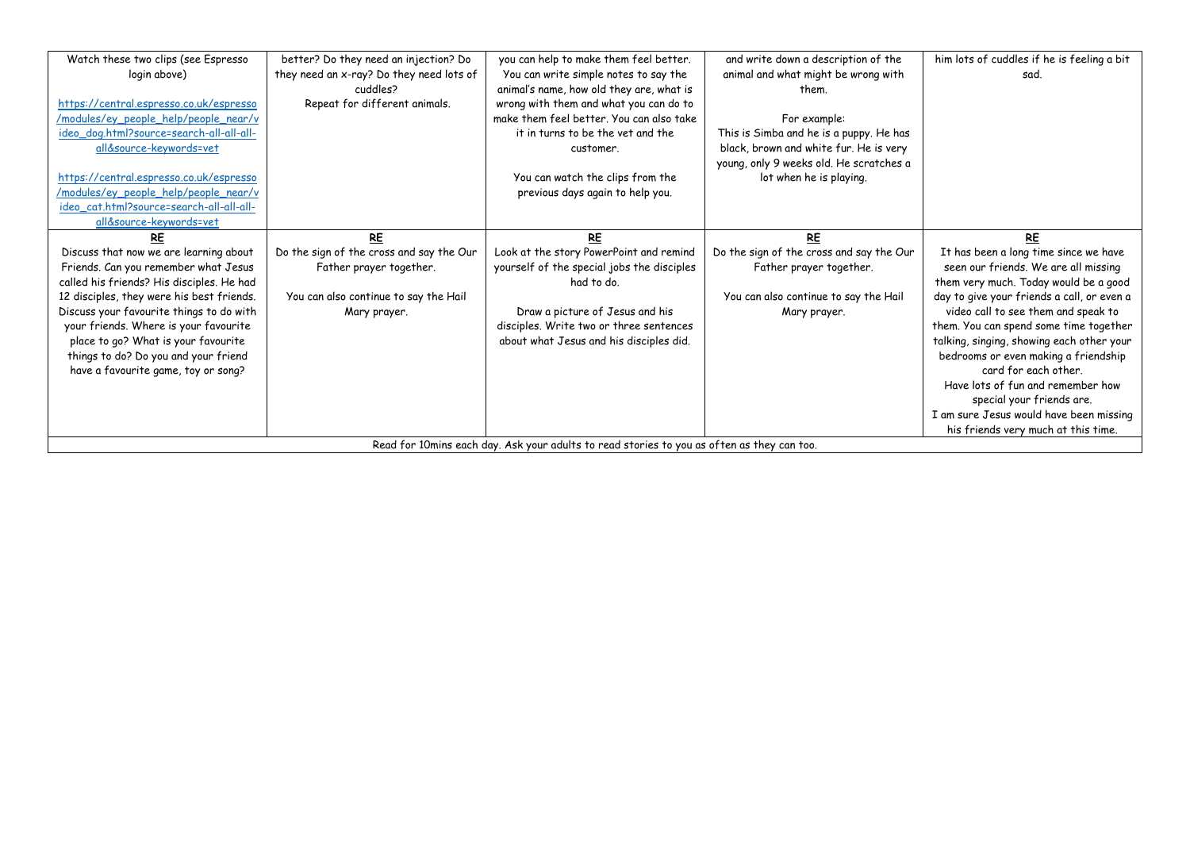| | | | | |
|---|---|---|---|---|
| Watch these two clips (see Espresso login above)<br><br>https://central.espresso.co.uk/espresso/modules/ey_people_help/people_near/video_dog.html?source=search-all-all-all-all&source-keywords=vet<br><br>https://central.espresso.co.uk/espresso/modules/ey_people_help/people_near/video_cat.html?source=search-all-all-all-all&source-keywords=vet | better? Do they need an injection? Do they need an x-ray? Do they need lots of cuddles?<br>Repeat for different animals. | you can help to make them feel better. You can write simple notes to say the animal's name, how old they are, what is wrong with them and what you can do to make them feel better. You can also take it in turns to be the vet and the customer.<br><br>You can watch the clips from the previous days again to help you. | and write down a description of the animal and what might be wrong with them.<br><br>For example:<br>This is Simba and he is a puppy. He has black, brown and white fur. He is very young, only 9 weeks old. He scratches a lot when he is playing. | him lots of cuddles if he is feeling a bit sad. |
| **RE**<br>Discuss that now we are learning about Friends. Can you remember what Jesus called his friends? His disciples. He had 12 disciples, they were his best friends. Discuss your favourite things to do with your friends. Where is your favourite place to go? What is your favourite things to do? Do you and your friend have a favourite game, toy or song? | **RE**<br>Do the sign of the cross and say the Our Father prayer together.<br><br>You can also continue to say the Hail Mary prayer. | **RE**<br>Look at the story PowerPoint and remind yourself of the special jobs the disciples had to do.<br><br>Draw a picture of Jesus and his disciples. Write two or three sentences about what Jesus and his disciples did. | **RE**<br>Do the sign of the cross and say the Our Father prayer together.<br><br>You can also continue to say the Hail Mary prayer. | **RE**<br>It has been a long time since we have seen our friends. We are all missing them very much. Today would be a good day to give your friends a call, or even a video call to see them and speak to them. You can spend some time together talking, singing, showing each other your bedrooms or even making a friendship card for each other.<br>Have lots of fun and remember how special your friends are.<br>I am sure Jesus would have been missing his friends very much at this time. |
| Read for 10mins each day. Ask your adults to read stories to you as often as they can too. | | | | |